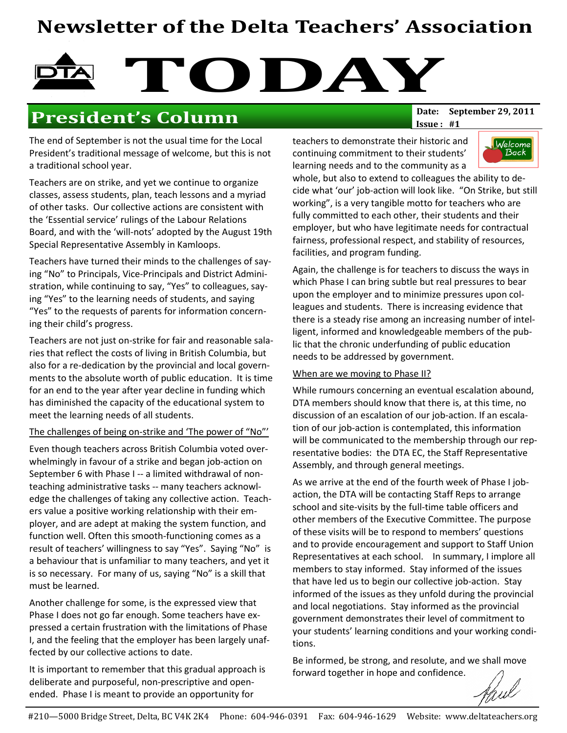# Newsletter of the Delta Teachers' Association

# TODAY

## President's Column

**Date: September 29, 2011**
**Issue: #1**

The end of September is not the usual time for the Local President's traditional message of welcome, but this is not a traditional school year.

Teachers are on strike, and yet we continue to organize classes, assess students, plan, teach lessons and a myriad of other tasks. Our collective actions are consistent with the 'Essential service' rulings of the Labour Relations Board, and with the 'will-nots' adopted by the August 19th Special Representative Assembly in Kamloops.

Teachers have turned their minds to the challenges of saying "No" to Principals, Vice-Principals and District Administration, while continuing to say, "Yes" to colleagues, saying "Yes" to the learning needs of students, and saying "Yes" to the requests of parents for information concerning their child's progress.

Teachers are not just on-strike for fair and reasonable salaries that reflect the costs of living in British Columbia, but also for a re-dedication by the provincial and local governments to the absolute worth of public education. It is time for an end to the year after year decline in funding which has diminished the capacity of the educational system to meet the learning needs of all students.

The challenges of being on-strike and 'The power of "No"'

Even though teachers across British Columbia voted overwhelmingly in favour of a strike and began job-action on September 6 with Phase I -- a limited withdrawal of non-teaching administrative tasks -- many teachers acknowledge the challenges of taking any collective action. Teachers value a positive working relationship with their employer, and are adept at making the system function, and function well. Often this smooth-functioning comes as a result of teachers' willingness to say "Yes". Saying "No" is a behaviour that is unfamiliar to many teachers, and yet it is so necessary. For many of us, saying "No" is a skill that must be learned.

Another challenge for some, is the expressed view that Phase I does not go far enough. Some teachers have expressed a certain frustration with the limitations of Phase I, and the feeling that the employer has been largely unaffected by our collective actions to date.

It is important to remember that this gradual approach is deliberate and purposeful, non-prescriptive and open-ended. Phase I is meant to provide an opportunity for teachers to demonstrate their historic and continuing commitment to their students' learning needs and to the community as a whole, but also to extend to colleagues the ability to decide what 'our' job-action will look like. "On Strike, but still working", is a very tangible motto for teachers who are fully committed to each other, their students and their employer, but who have legitimate needs for contractual fairness, professional respect, and stability of resources, facilities, and program funding.

Again, the challenge is for teachers to discuss the ways in which Phase I can bring subtle but real pressures to bear upon the employer and to minimize pressures upon colleagues and students. There is increasing evidence that there is a steady rise among an increasing number of intelligent, informed and knowledgeable members of the public that the chronic underfunding of public education needs to be addressed by government.

When are we moving to Phase II?

While rumours concerning an eventual escalation abound, DTA members should know that there is, at this time, no discussion of an escalation of our job-action. If an escalation of our job-action is contemplated, this information will be communicated to the membership through our representative bodies: the DTA EC, the Staff Representative Assembly, and through general meetings.

As we arrive at the end of the fourth week of Phase I job-action, the DTA will be contacting Staff Reps to arrange school and site-visits by the full-time table officers and other members of the Executive Committee. The purpose of these visits will be to respond to members' questions and to provide encouragement and support to Staff Union Representatives at each school. In summary, I implore all members to stay informed. Stay informed of the issues that have led us to begin our collective job-action. Stay informed of the issues as they unfold during the provincial and local negotiations. Stay informed as the provincial government demonstrates their level of commitment to your students' learning conditions and your working conditions.

Be informed, be strong, and resolute, and we shall move forward together in hope and confidence.

Paul

#210—5000 Bridge Street, Delta, BC V4K 2K4 Phone: 604-946-0391 Fax: 604-946-1629 Website: www.deltateachers.org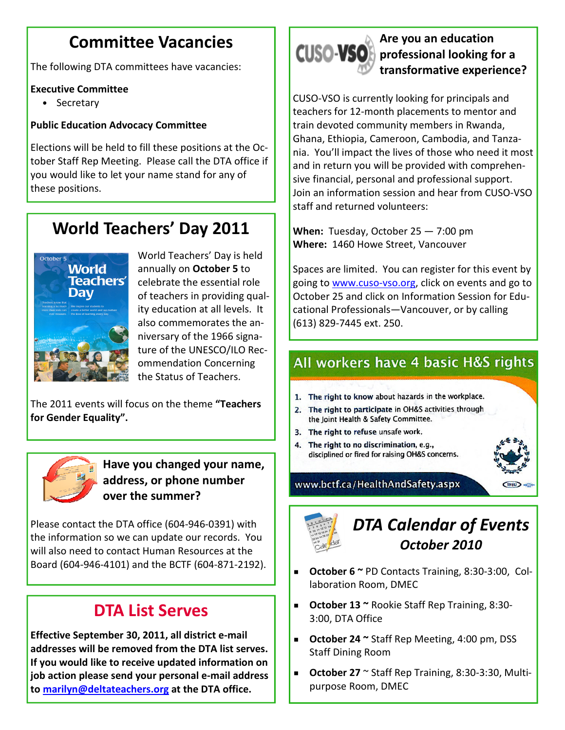## Committee Vacancies

The following DTA committees have vacancies:

**Executive Committee**

- Secretary

**Public Education Advocacy Committee**

Elections will be held to fill these positions at the October Staff Rep Meeting. Please call the DTA office if you would like to let your name stand for any of these positions.

## World Teachers' Day 2011

World Teachers' Day is held annually on **October 5** to celebrate the essential role of teachers in providing quality education at all levels. It also commemorates the anniversary of the 1966 signature of the UNESCO/ILO Recommendation Concerning the Status of Teachers.

The 2011 events will focus on the theme **"Teachers for Gender Equality".**

### Have you changed your name, address, or phone number over the summer?

Please contact the DTA office (604-946-0391) with the information so we can update our records. You will also need to contact Human Resources at the Board (604-946-4101) and the BCTF (604-871-2192).

## DTA List Serves

**Effective September 30, 2011, all district e-mail addresses will be removed from the DTA list serves. If you would like to receive updated information on job action please send your personal e-mail address to marilyn@deltateachers.org at the DTA office.**

### CUSO-VSO: Are you an education professional looking for a transformative experience?

CUSO-VSO is currently looking for principals and teachers for 12-month placements to mentor and train devoted community members in Rwanda, Ghana, Ethiopia, Cameroon, Cambodia, and Tanzania. You'll impact the lives of those who need it most and in return you will be provided with comprehensive financial, personal and professional support. Join an information session and hear from CUSO-VSO staff and returned volunteers:

**When:** Tuesday, October 25 — 7:00 pm
**Where:** 1460 Howe Street, Vancouver

Spaces are limited. You can register for this event by going to www.cuso-vso.org, click on events and go to October 25 and click on Information Session for Educational Professionals—Vancouver, or by calling (613) 829-7445 ext. 250.

## All workers have 4 basic H&S rights

1. **The right to know** about hazards in the workplace.
2. **The right to participate** in OH&S activities through the Joint Health & Safety Committee.
3. **The right to refuse** unsafe work.
4. **The right to no discrimination**, e.g., disciplined or fired for raising OH&S concerns.

www.bctf.ca/HealthAndSafety.aspx

## *DTA Calendar of Events*
### *October 2010*

- **October 6 ~** PD Contacts Training, 8:30-3:00, Collaboration Room, DMEC
- **October 13 ~** Rookie Staff Rep Training, 8:30-3:00, DTA Office
- **October 24 ~** Staff Rep Meeting, 4:00 pm, DSS Staff Dining Room
- **October 27** ~ Staff Rep Training, 8:30-3:30, Multi-purpose Room, DMEC